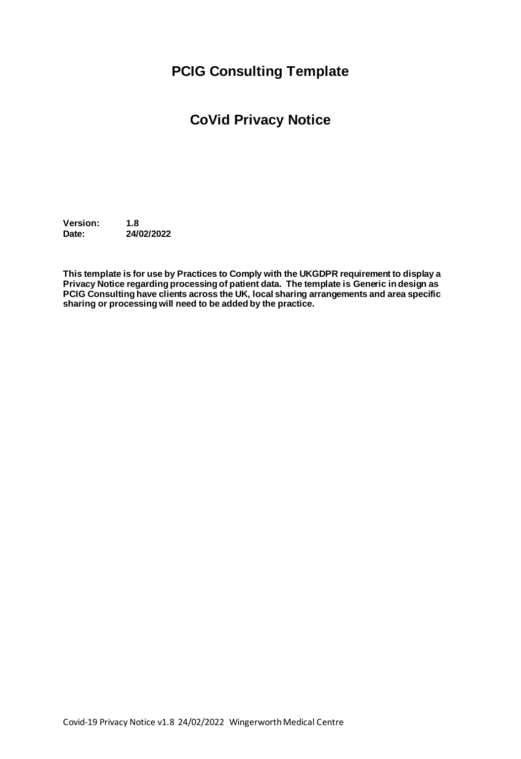# PCIG Consulting Template

## CoVid Privacy Notice

**Version:** **1.8**
**Date:** **24/02/2022**

**This template is for use by Practices to Comply with the UKGDPR requirement to display a Privacy Notice regarding processing of patient data. The template is Generic in design as PCIG Consulting have clients across the UK, local sharing arrangements and area specific sharing or processing will need to be added by the practice.**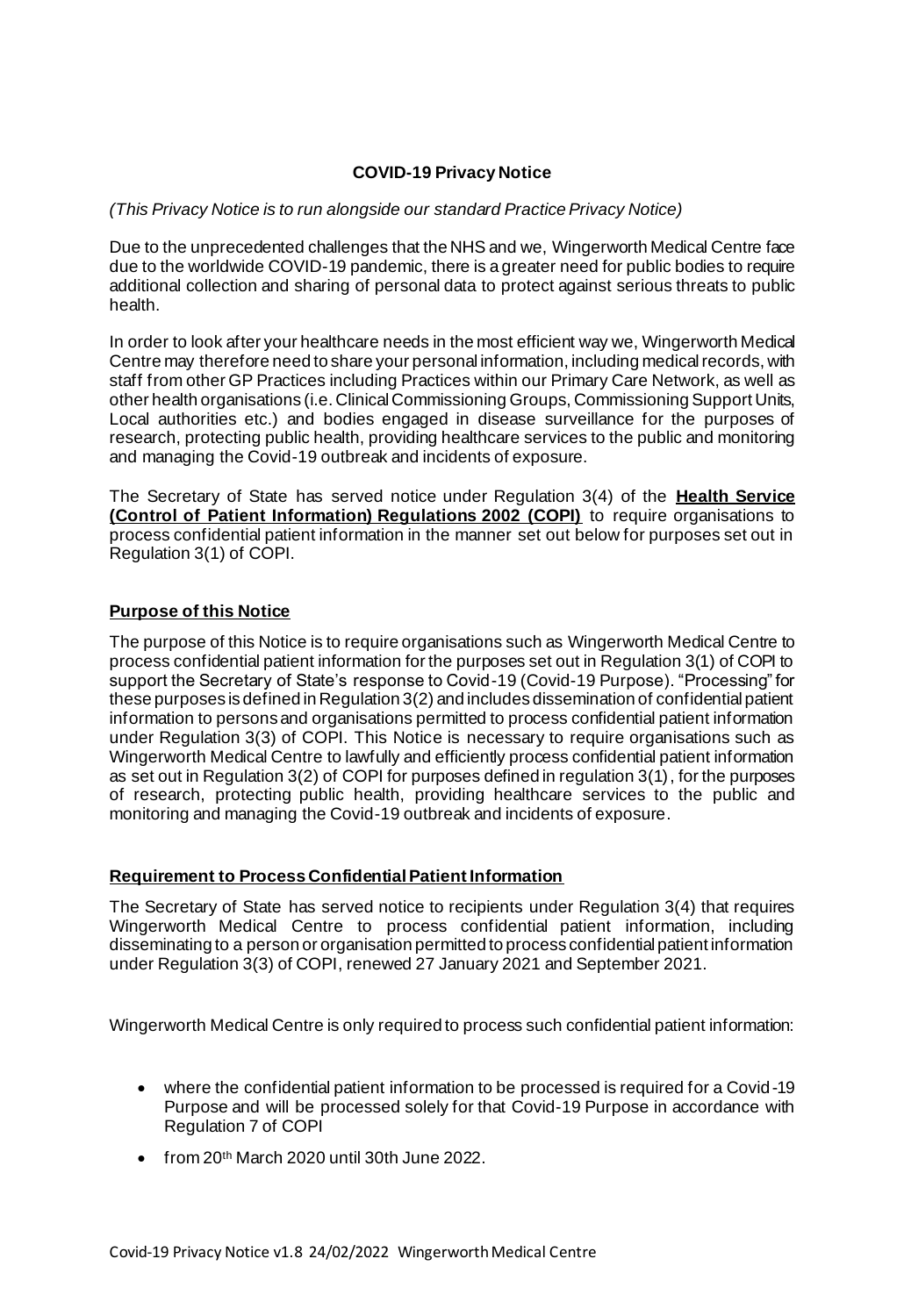**COVID-19 Privacy Notice**

*(This Privacy Notice is to run alongside our standard Practice Privacy Notice)*

Due to the unprecedented challenges that the NHS and we, Wingerworth Medical Centre face due to the worldwide COVID-19 pandemic, there is a greater need for public bodies to require additional collection and sharing of personal data to protect against serious threats to public health.

In order to look after your healthcare needs in the most efficient way we, Wingerworth Medical Centre may therefore need to share your personal information, including medical records, with staff from other GP Practices including Practices within our Primary Care Network, as well as other health organisations (i.e. Clinical Commissioning Groups, Commissioning Support Units, Local authorities etc.) and bodies engaged in disease surveillance for the purposes of research, protecting public health, providing healthcare services to the public and monitoring and managing the Covid-19 outbreak and incidents of exposure.

The Secretary of State has served notice under Regulation 3(4) of the **Health Service (Control of Patient Information) Regulations 2002 (COPI)** to require organisations to process confidential patient information in the manner set out below for purposes set out in Regulation 3(1) of COPI.

## Purpose of this Notice

The purpose of this Notice is to require organisations such as Wingerworth Medical Centre to process confidential patient information for the purposes set out in Regulation 3(1) of COPI to support the Secretary of State's response to Covid-19 (Covid-19 Purpose). "Processing" for these purposes is defined in Regulation 3(2) and includes dissemination of confidential patient information to persons and organisations permitted to process confidential patient information under Regulation 3(3) of COPI. This Notice is necessary to require organisations such as Wingerworth Medical Centre to lawfully and efficiently process confidential patient information as set out in Regulation 3(2) of COPI for purposes defined in regulation 3(1), for the purposes of research, protecting public health, providing healthcare services to the public and monitoring and managing the Covid-19 outbreak and incidents of exposure.

## Requirement to Process Confidential Patient Information

The Secretary of State has served notice to recipients under Regulation 3(4) that requires Wingerworth Medical Centre to process confidential patient information, including disseminating to a person or organisation permitted to process confidential patient information under Regulation 3(3) of COPI, renewed 27 January 2021 and September 2021.

Wingerworth Medical Centre is only required to process such confidential patient information:

- where the confidential patient information to be processed is required for a Covid-19 Purpose and will be processed solely for that Covid-19 Purpose in accordance with Regulation 7 of COPI
- from 20th March 2020 until 30th June 2022.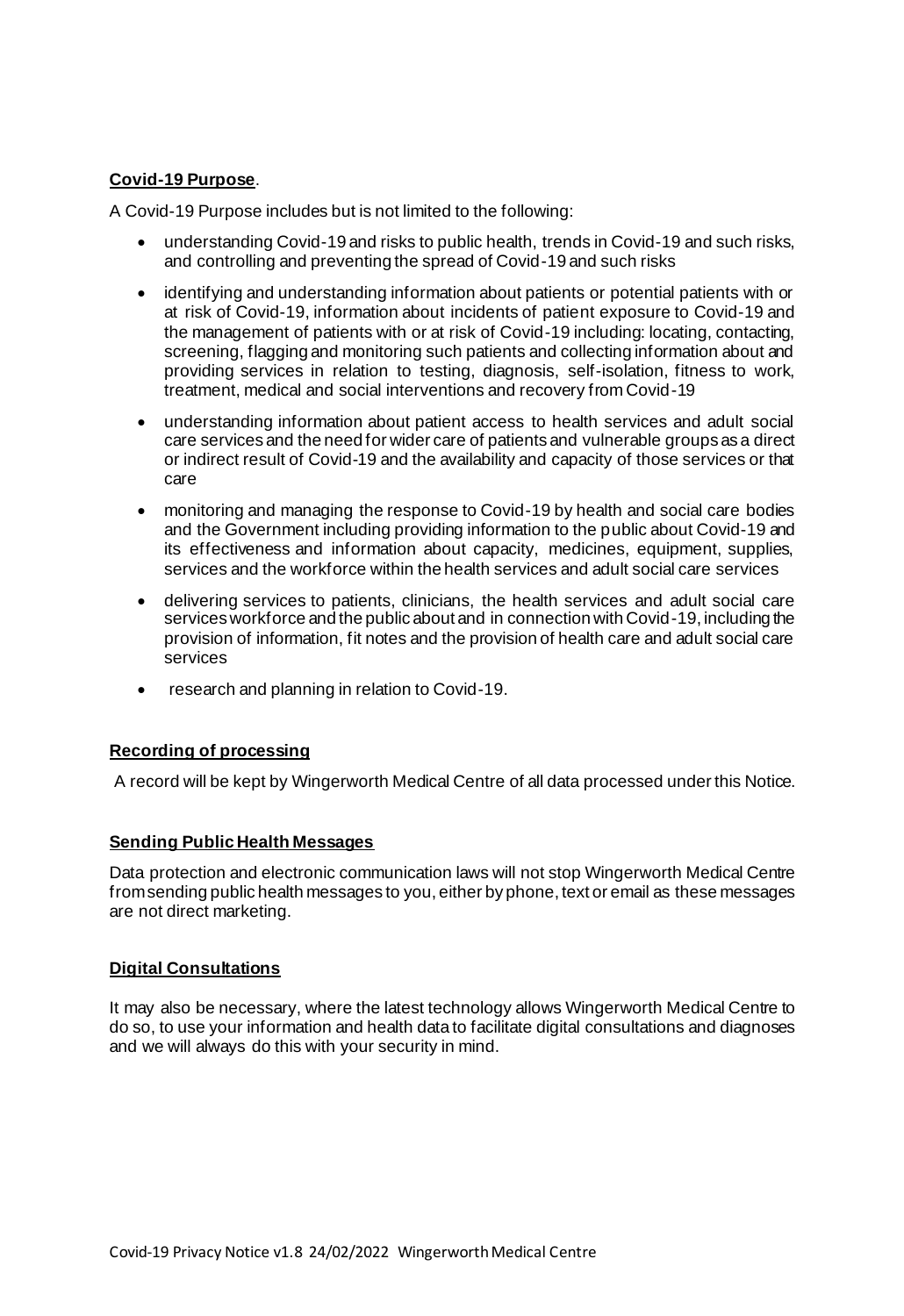**Covid-19 Purpose**.

A Covid-19 Purpose includes but is not limited to the following:

- understanding Covid-19 and risks to public health, trends in Covid-19 and such risks, and controlling and preventing the spread of Covid-19 and such risks
- identifying and understanding information about patients or potential patients with or at risk of Covid-19, information about incidents of patient exposure to Covid-19 and the management of patients with or at risk of Covid-19 including: locating, contacting, screening, flagging and monitoring such patients and collecting information about and providing services in relation to testing, diagnosis, self-isolation, fitness to work, treatment, medical and social interventions and recovery from Covid-19
- understanding information about patient access to health services and adult social care services and the need for wider care of patients and vulnerable groups as a direct or indirect result of Covid-19 and the availability and capacity of those services or that care
- monitoring and managing the response to Covid-19 by health and social care bodies and the Government including providing information to the public about Covid-19 and its effectiveness and information about capacity, medicines, equipment, supplies, services and the workforce within the health services and adult social care services
- delivering services to patients, clinicians, the health services and adult social care services workforce and the public about and in connection with Covid-19, including the provision of information, fit notes and the provision of health care and adult social care services
- research and planning in relation to Covid-19.

**Recording of processing**

A record will be kept by Wingerworth Medical Centre of all data processed under this Notice.

**Sending Public Health Messages**

Data protection and electronic communication laws will not stop Wingerworth Medical Centre from sending public health messages to you, either by phone, text or email as these messages are not direct marketing.

**Digital Consultations**

It may also be necessary, where the latest technology allows Wingerworth Medical Centre to do so, to use your information and health data to facilitate digital consultations and diagnoses and we will always do this with your security in mind.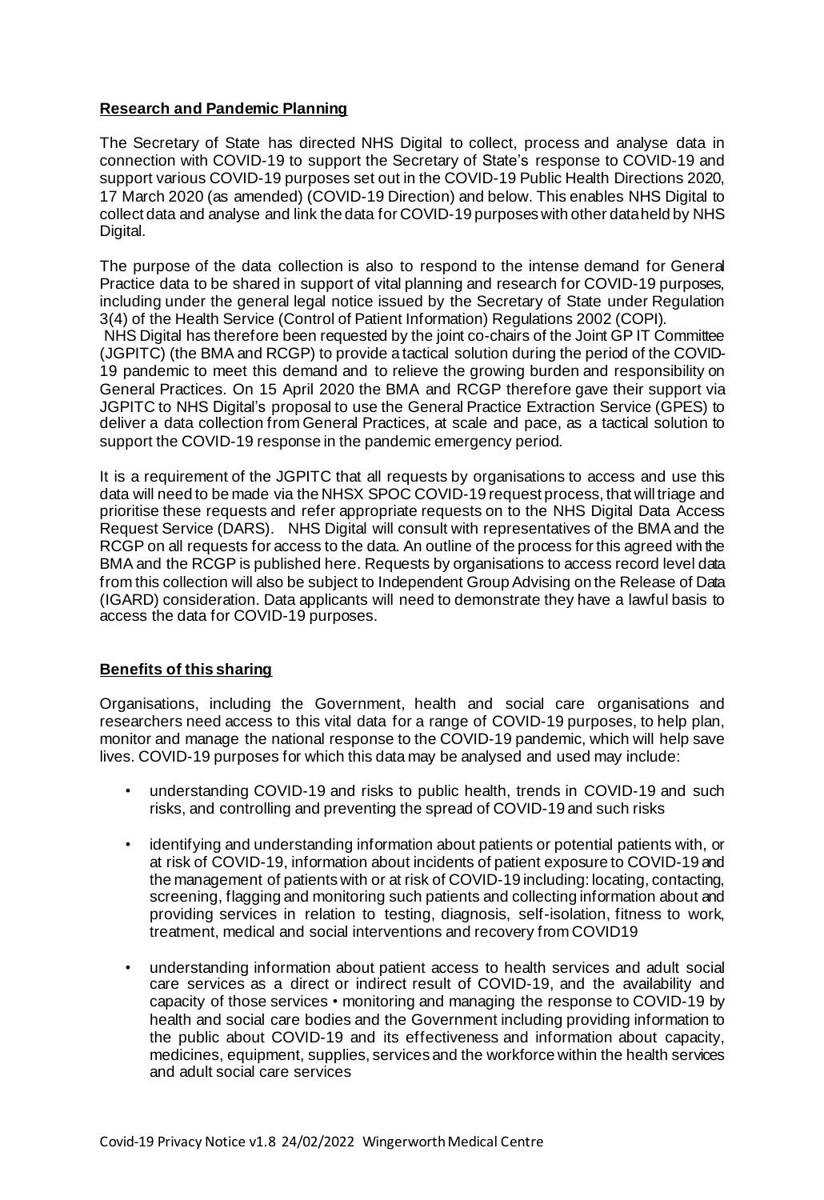## Research and Pandemic Planning

The Secretary of State has directed NHS Digital to collect, process and analyse data in connection with COVID-19 to support the Secretary of State's response to COVID-19 and support various COVID-19 purposes set out in the COVID-19 Public Health Directions 2020, 17 March 2020 (as amended) (COVID-19 Direction) and below. This enables NHS Digital to collect data and analyse and link the data for COVID-19 purposes with other data held by NHS Digital.

The purpose of the data collection is also to respond to the intense demand for General Practice data to be shared in support of vital planning and research for COVID-19 purposes, including under the general legal notice issued by the Secretary of State under Regulation 3(4) of the Health Service (Control of Patient Information) Regulations 2002 (COPI).
NHS Digital has therefore been requested by the joint co-chairs of the Joint GP IT Committee (JGPITC) (the BMA and RCGP) to provide a tactical solution during the period of the COVID-19 pandemic to meet this demand and to relieve the growing burden and responsibility on General Practices. On 15 April 2020 the BMA and RCGP therefore gave their support via JGPITC to NHS Digital's proposal to use the General Practice Extraction Service (GPES) to deliver a data collection from General Practices, at scale and pace, as a tactical solution to support the COVID-19 response in the pandemic emergency period.

It is a requirement of the JGPITC that all requests by organisations to access and use this data will need to be made via the NHSX SPOC COVID-19 request process, that will triage and prioritise these requests and refer appropriate requests on to the NHS Digital Data Access Request Service (DARS). NHS Digital will consult with representatives of the BMA and the RCGP on all requests for access to the data. An outline of the process for this agreed with the BMA and the RCGP is published here. Requests by organisations to access record level data from this collection will also be subject to Independent Group Advising on the Release of Data (IGARD) consideration. Data applicants will need to demonstrate they have a lawful basis to access the data for COVID-19 purposes.

## Benefits of this sharing

Organisations, including the Government, health and social care organisations and researchers need access to this vital data for a range of COVID-19 purposes, to help plan, monitor and manage the national response to the COVID-19 pandemic, which will help save lives. COVID-19 purposes for which this data may be analysed and used may include:

- understanding COVID-19 and risks to public health, trends in COVID-19 and such risks, and controlling and preventing the spread of COVID-19 and such risks
- identifying and understanding information about patients or potential patients with, or at risk of COVID-19, information about incidents of patient exposure to COVID-19 and the management of patients with or at risk of COVID-19 including: locating, contacting, screening, flagging and monitoring such patients and collecting information about and providing services in relation to testing, diagnosis, self-isolation, fitness to work, treatment, medical and social interventions and recovery from COVID19
- understanding information about patient access to health services and adult social care services as a direct or indirect result of COVID-19, and the availability and capacity of those services • monitoring and managing the response to COVID-19 by health and social care bodies and the Government including providing information to the public about COVID-19 and its effectiveness and information about capacity, medicines, equipment, supplies, services and the workforce within the health services and adult social care services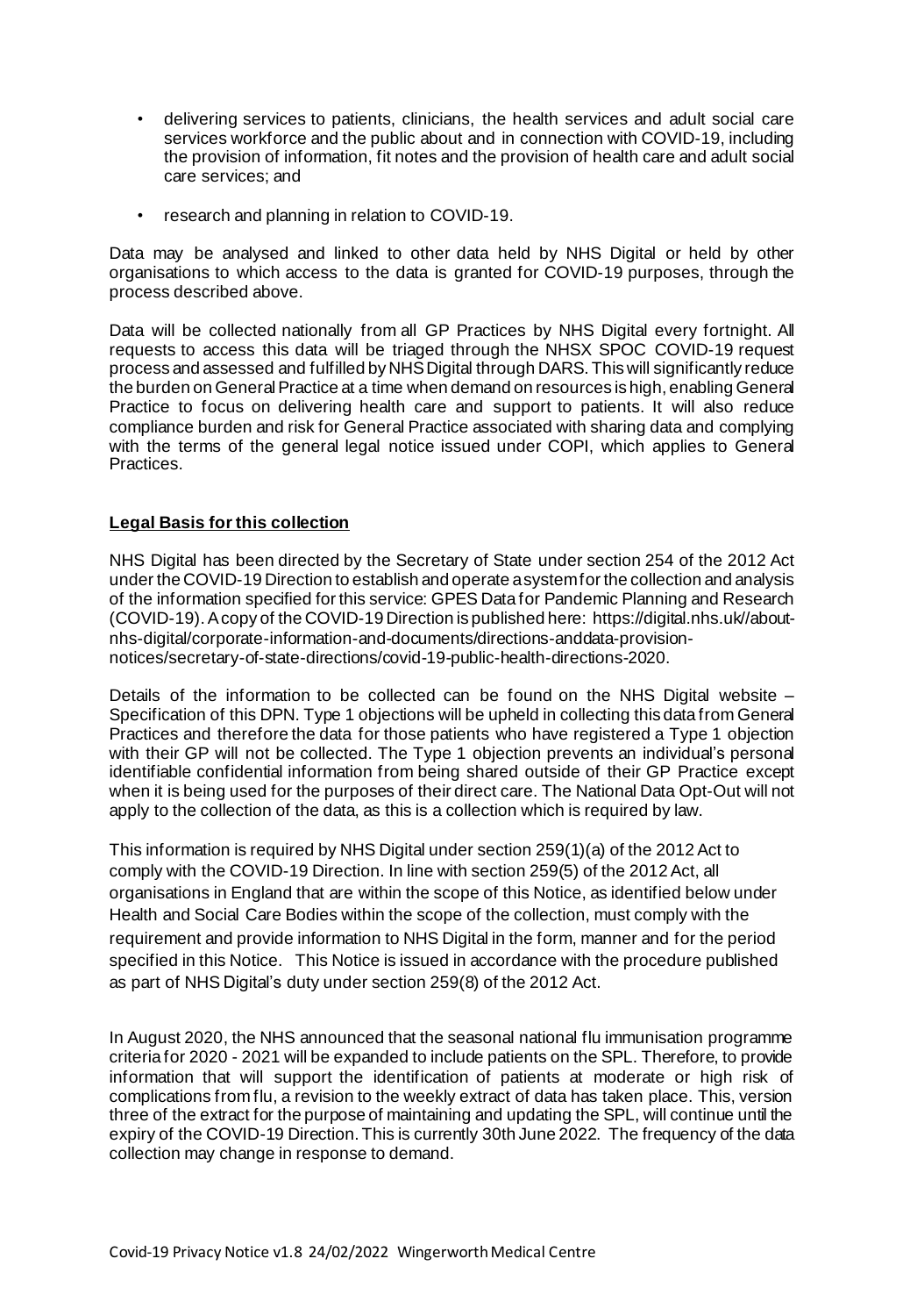- delivering services to patients, clinicians, the health services and adult social care services workforce and the public about and in connection with COVID-19, including the provision of information, fit notes and the provision of health care and adult social care services; and
- research and planning in relation to COVID-19.

Data may be analysed and linked to other data held by NHS Digital or held by other organisations to which access to the data is granted for COVID-19 purposes, through the process described above.

Data will be collected nationally from all GP Practices by NHS Digital every fortnight. All requests to access this data will be triaged through the NHSX SPOC COVID-19 request process and assessed and fulfilled by NHS Digital through DARS. This will significantly reduce the burden on General Practice at a time when demand on resources is high, enabling General Practice to focus on delivering health care and support to patients. It will also reduce compliance burden and risk for General Practice associated with sharing data and complying with the terms of the general legal notice issued under COPI, which applies to General Practices.

**Legal Basis for this collection**

NHS Digital has been directed by the Secretary of State under section 254 of the 2012 Act under the COVID-19 Direction to establish and operate a system for the collection and analysis of the information specified for this service: GPES Data for Pandemic Planning and Research (COVID-19). A copy of the COVID-19 Direction is published here: https://digital.nhs.uk//about-nhs-digital/corporate-information-and-documents/directions-anddata-provision-notices/secretary-of-state-directions/covid-19-public-health-directions-2020.

Details of the information to be collected can be found on the NHS Digital website – Specification of this DPN. Type 1 objections will be upheld in collecting this data from General Practices and therefore the data for those patients who have registered a Type 1 objection with their GP will not be collected. The Type 1 objection prevents an individual's personal identifiable confidential information from being shared outside of their GP Practice except when it is being used for the purposes of their direct care. The National Data Opt-Out will not apply to the collection of the data, as this is a collection which is required by law.

This information is required by NHS Digital under section 259(1)(a) of the 2012 Act to comply with the COVID-19 Direction. In line with section 259(5) of the 2012 Act, all organisations in England that are within the scope of this Notice, as identified below under Health and Social Care Bodies within the scope of the collection, must comply with the requirement and provide information to NHS Digital in the form, manner and for the period specified in this Notice. This Notice is issued in accordance with the procedure published as part of NHS Digital's duty under section 259(8) of the 2012 Act.

In August 2020, the NHS announced that the seasonal national flu immunisation programme criteria for 2020 - 2021 will be expanded to include patients on the SPL. Therefore, to provide information that will support the identification of patients at moderate or high risk of complications from flu, a revision to the weekly extract of data has taken place. This, version three of the extract for the purpose of maintaining and updating the SPL, will continue until the expiry of the COVID-19 Direction. This is currently 30th June 2022. The frequency of the data collection may change in response to demand.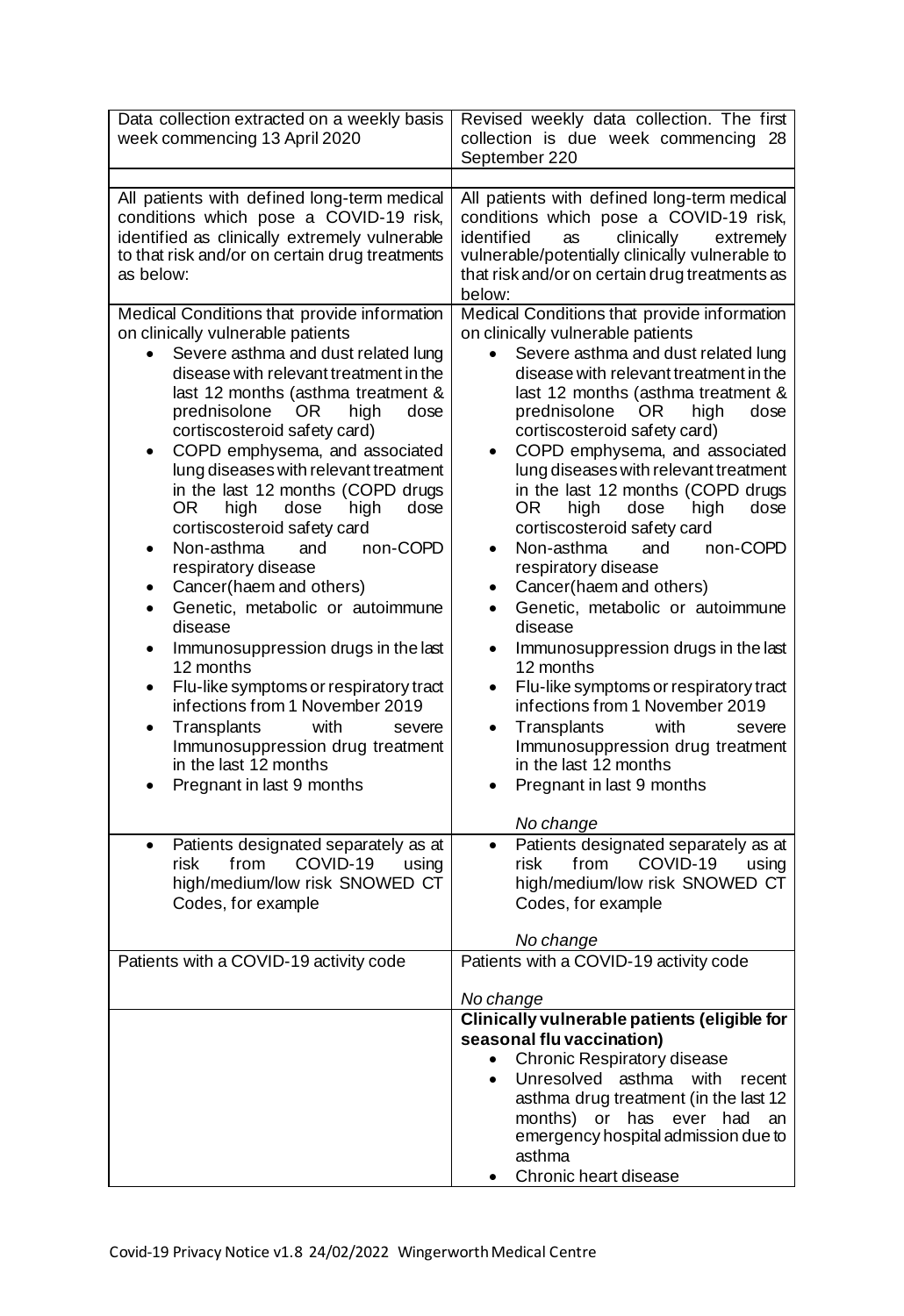| Data collection extracted on a weekly basis week commencing 13 April 2020 | Revised weekly data collection. The first collection is due week commencing 28 September 220 |
|---|---|
| | |
| All patients with defined long-term medical conditions which pose a COVID-19 risk, identified as clinically extremely vulnerable to that risk and/or on certain drug treatments as below: | All patients with defined long-term medical conditions which pose a COVID-19 risk, identified as clinically extremely vulnerable/potentially clinically vulnerable to that risk and/or on certain drug treatments as below: |
| Medical Conditions that provide information on clinically vulnerable patients<br>• Severe asthma and dust related lung disease with relevant treatment in the last 12 months (asthma treatment & prednisolone OR high dose cortiscosteroid safety card)<br>• COPD emphysema, and associated lung diseases with relevant treatment in the last 12 months (COPD drugs OR high dose high dose cortiscosteroid safety card<br>• Non-asthma and non-COPD respiratory disease<br>• Cancer(haem and others)<br>• Genetic, metabolic or autoimmune disease<br>• Immunosuppression drugs in the last 12 months<br>• Flu-like symptoms or respiratory tract infections from 1 November 2019<br>• Transplants with severe Immunosuppression drug treatment in the last 12 months<br>• Pregnant in last 9 months | Medical Conditions that provide information on clinically vulnerable patients<br>• Severe asthma and dust related lung disease with relevant treatment in the last 12 months (asthma treatment & prednisolone OR high dose cortiscosteroid safety card)<br>• COPD emphysema, and associated lung diseases with relevant treatment in the last 12 months (COPD drugs OR high dose high dose cortiscosteroid safety card<br>• Non-asthma and non-COPD respiratory disease<br>• Cancer(haem and others)<br>• Genetic, metabolic or autoimmune disease<br>• Immunosuppression drugs in the last 12 months<br>• Flu-like symptoms or respiratory tract infections from 1 November 2019<br>• Transplants with severe Immunosuppression drug treatment in the last 12 months<br>• Pregnant in last 9 months<br><br>*No change* |
| • Patients designated separately as at risk from COVID-19 using high/medium/low risk SNOWED CT Codes, for example | • Patients designated separately as at risk from COVID-19 using high/medium/low risk SNOWED CT Codes, for example<br><br>*No change* |
| Patients with a COVID-19 activity code | Patients with a COVID-19 activity code<br><br>*No change* |
| | **Clinically vulnerable patients (eligible for seasonal flu vaccination)**<br>• Chronic Respiratory disease<br>• Unresolved asthma with recent asthma drug treatment (in the last 12 months) or has ever had an emergency hospital admission due to asthma<br>• Chronic heart disease |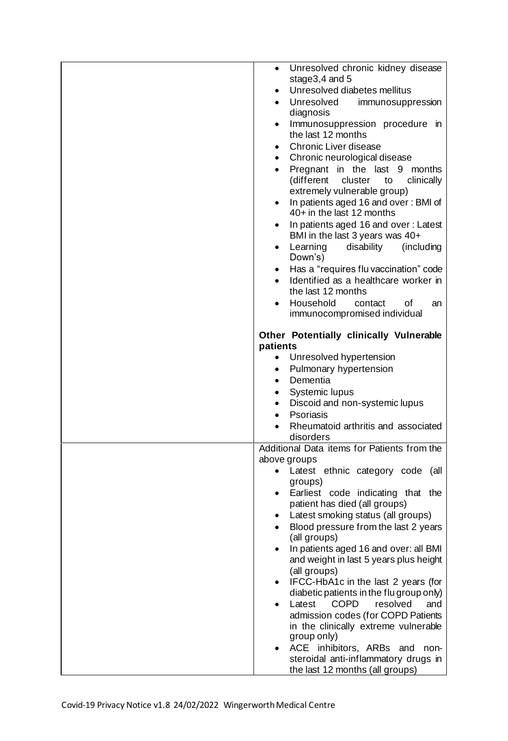| | |
|---|---|
| | • Unresolved chronic kidney disease stage3,4 and 5<br>• Unresolved diabetes mellitus<br>• Unresolved immunosuppression diagnosis<br>• Immunosuppression procedure in the last 12 months<br>• Chronic Liver disease<br>• Chronic neurological disease<br>• Pregnant in the last 9 months (different cluster to clinically extremely vulnerable group)<br>• In patients aged 16 and over : BMI of 40+ in the last 12 months<br>• In patients aged 16 and over : Latest BMI in the last 3 years was 40+<br>• Learning disability (including Down's)<br>• Has a "requires flu vaccination" code<br>• Identified as a healthcare worker in the last 12 months<br>• Household contact of an immunocompromised individual<br><br>**Other Potentially clinically Vulnerable patients**<br>• Unresolved hypertension<br>• Pulmonary hypertension<br>• Dementia<br>• Systemic lupus<br>• Discoid and non-systemic lupus<br>• Psoriasis<br>• Rheumatoid arthritis and associated disorders |
| | Additional Data items for Patients from the above groups<br>• Latest ethnic category code (all groups)<br>• Earliest code indicating that the patient has died (all groups)<br>• Latest smoking status (all groups)<br>• Blood pressure from the last 2 years (all groups)<br>• In patients aged 16 and over: all BMI and weight in last 5 years plus height (all groups)<br>• IFCC-HbA1c in the last 2 years (for diabetic patients in the flu group only)<br>• Latest COPD resolved and admission codes (for COPD Patients in the clinically extreme vulnerable group only)<br>• ACE inhibitors, ARBs and non-steroidal anti-inflammatory drugs in the last 12 months (all groups) |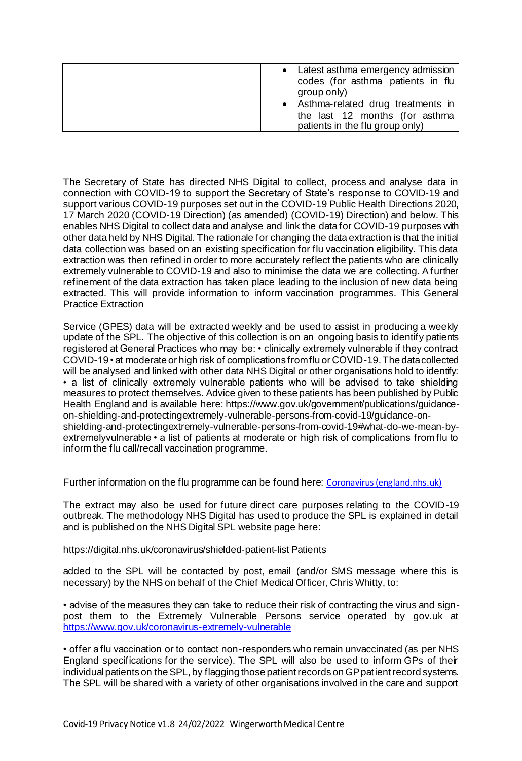| | • Latest asthma emergency admission codes (for asthma patients in flu group only)<br>• Asthma-related drug treatments in the last 12 months (for asthma patients in the flu group only) |
|---|---|

The Secretary of State has directed NHS Digital to collect, process and analyse data in connection with COVID-19 to support the Secretary of State's response to COVID-19 and support various COVID-19 purposes set out in the COVID-19 Public Health Directions 2020, 17 March 2020 (COVID-19 Direction) (as amended) (COVID-19) Direction) and below. This enables NHS Digital to collect data and analyse and link the data for COVID-19 purposes with other data held by NHS Digital. The rationale for changing the data extraction is that the initial data collection was based on an existing specification for flu vaccination eligibility. This data extraction was then refined in order to more accurately reflect the patients who are clinically extremely vulnerable to COVID-19 and also to minimise the data we are collecting. A further refinement of the data extraction has taken place leading to the inclusion of new data being extracted. This will provide information to inform vaccination programmes. This General Practice Extraction

Service (GPES) data will be extracted weekly and be used to assist in producing a weekly update of the SPL. The objective of this collection is on an ongoing basis to identify patients registered at General Practices who may be: • clinically extremely vulnerable if they contract COVID-19 • at moderate or high risk of complications from flu or COVID-19. The data collected will be analysed and linked with other data NHS Digital or other organisations hold to identify: • a list of clinically extremely vulnerable patients who will be advised to take shielding measures to protect themselves. Advice given to these patients has been published by Public Health England and is available here: https://www.gov.uk/government/publications/guidance-on-shielding-and-protectingextremely-vulnerable-persons-from-covid-19/guidance-on-shielding-and-protectingextremely-vulnerable-persons-from-covid-19#what-do-we-mean-by-extremelyvulnerable • a list of patients at moderate or high risk of complications from flu to inform the flu call/recall vaccination programme.

Further information on the flu programme can be found here: [Coronavirus (england.nhs.uk)](https://www.england.nhs.uk)

The extract may also be used for future direct care purposes relating to the COVID-19 outbreak. The methodology NHS Digital has used to produce the SPL is explained in detail and is published on the NHS Digital SPL website page here:

https://digital.nhs.uk/coronavirus/shielded-patient-list Patients

added to the SPL will be contacted by post, email (and/or SMS message where this is necessary) by the NHS on behalf of the Chief Medical Officer, Chris Whitty, to:

• advise of the measures they can take to reduce their risk of contracting the virus and sign-post them to the Extremely Vulnerable Persons service operated by gov.uk at https://www.gov.uk/coronavirus-extremely-vulnerable

• offer a flu vaccination or to contact non-responders who remain unvaccinated (as per NHS England specifications for the service). The SPL will also be used to inform GPs of their individual patients on the SPL, by flagging those patient records on GP patient record systems. The SPL will be shared with a variety of other organisations involved in the care and support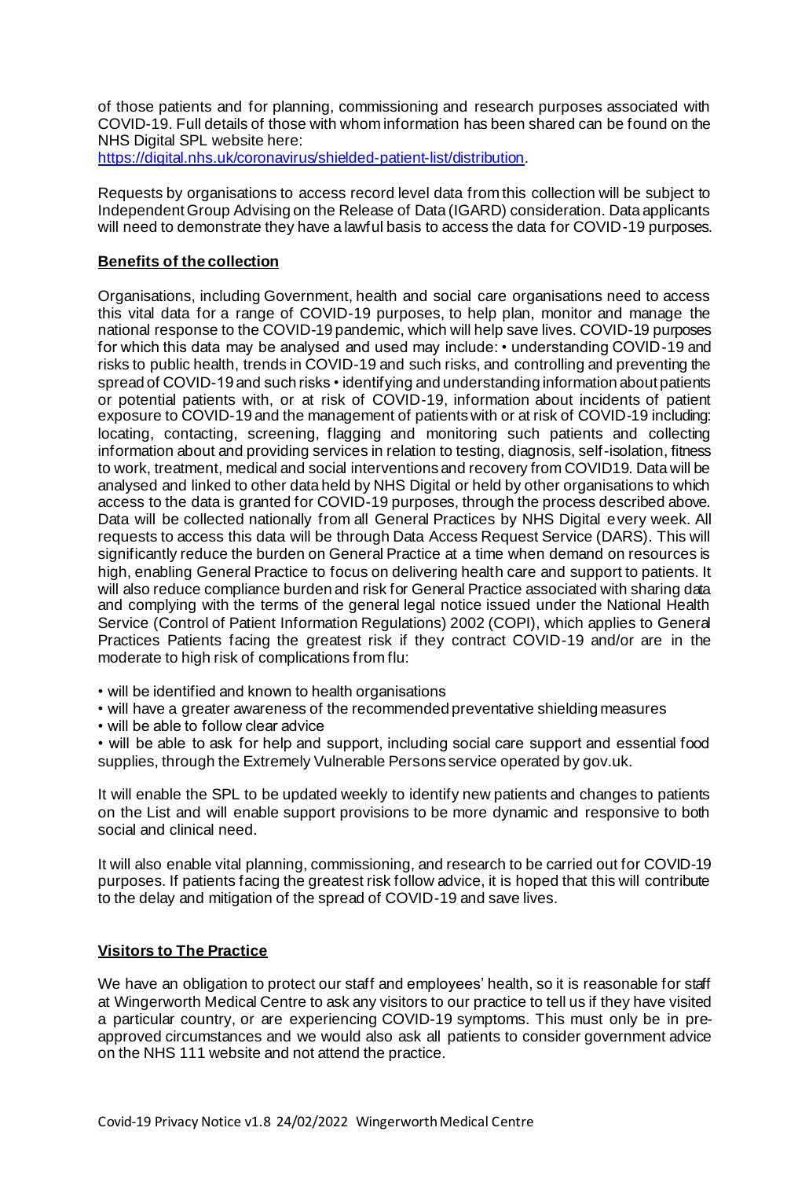of those patients and for planning, commissioning and research purposes associated with COVID-19. Full details of those with whom information has been shared can be found on the NHS Digital SPL website here: [https://digital.nhs.uk/coronavirus/shielded-patient-list/distribution](https://digital.nhs.uk/coronavirus/shielded-patient-list/distribution).

Requests by organisations to access record level data from this collection will be subject to Independent Group Advising on the Release of Data (IGARD) consideration. Data applicants will need to demonstrate they have a lawful basis to access the data for COVID-19 purposes.

**Benefits of the collection**

Organisations, including Government, health and social care organisations need to access this vital data for a range of COVID-19 purposes, to help plan, monitor and manage the national response to the COVID-19 pandemic, which will help save lives. COVID-19 purposes for which this data may be analysed and used may include: • understanding COVID-19 and risks to public health, trends in COVID-19 and such risks, and controlling and preventing the spread of COVID-19 and such risks • identifying and understanding information about patients or potential patients with, or at risk of COVID-19, information about incidents of patient exposure to COVID-19 and the management of patients with or at risk of COVID-19 including: locating, contacting, screening, flagging and monitoring such patients and collecting information about and providing services in relation to testing, diagnosis, self-isolation, fitness to work, treatment, medical and social interventions and recovery from COVID19. Data will be analysed and linked to other data held by NHS Digital or held by other organisations to which access to the data is granted for COVID-19 purposes, through the process described above. Data will be collected nationally from all General Practices by NHS Digital every week. All requests to access this data will be through Data Access Request Service (DARS). This will significantly reduce the burden on General Practice at a time when demand on resources is high, enabling General Practice to focus on delivering health care and support to patients. It will also reduce compliance burden and risk for General Practice associated with sharing data and complying with the terms of the general legal notice issued under the National Health Service (Control of Patient Information Regulations) 2002 (COPI), which applies to General Practices Patients facing the greatest risk if they contract COVID-19 and/or are in the moderate to high risk of complications from flu:

- will be identified and known to health organisations
- will have a greater awareness of the recommended preventative shielding measures
- will be able to follow clear advice
- will be able to ask for help and support, including social care support and essential food supplies, through the Extremely Vulnerable Persons service operated by gov.uk.

It will enable the SPL to be updated weekly to identify new patients and changes to patients on the List and will enable support provisions to be more dynamic and responsive to both social and clinical need.

It will also enable vital planning, commissioning, and research to be carried out for COVID-19 purposes. If patients facing the greatest risk follow advice, it is hoped that this will contribute to the delay and mitigation of the spread of COVID-19 and save lives.

**Visitors to The Practice**

We have an obligation to protect our staff and employees' health, so it is reasonable for staff at Wingerworth Medical Centre to ask any visitors to our practice to tell us if they have visited a particular country, or are experiencing COVID-19 symptoms. This must only be in pre-approved circumstances and we would also ask all patients to consider government advice on the NHS 111 website and not attend the practice.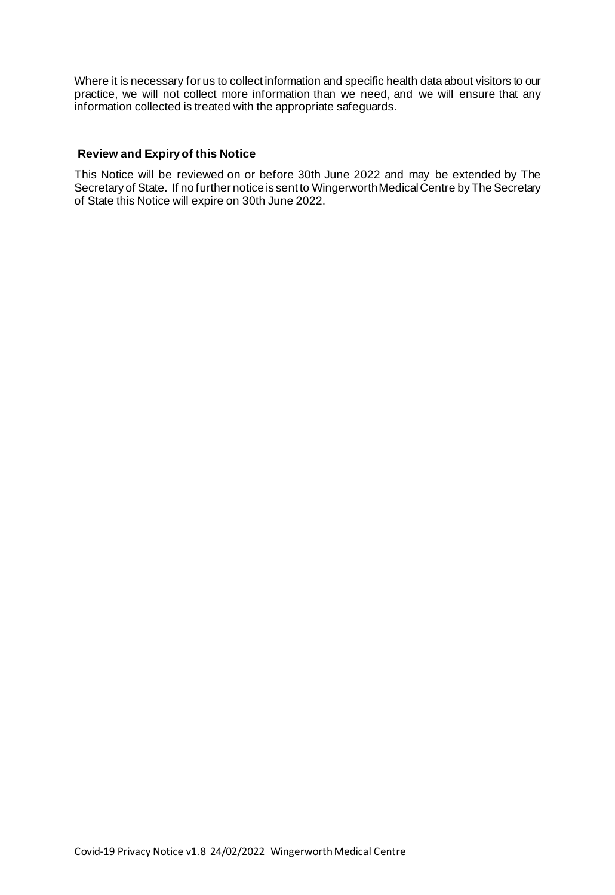Where it is necessary for us to collect information and specific health data about visitors to our practice, we will not collect more information than we need, and we will ensure that any information collected is treated with the appropriate safeguards.

## Review and Expiry of this Notice

This Notice will be reviewed on or before 30th June 2022 and may be extended by The Secretary of State. If no further notice is sent to Wingerworth Medical Centre by The Secretary of State this Notice will expire on 30th June 2022.